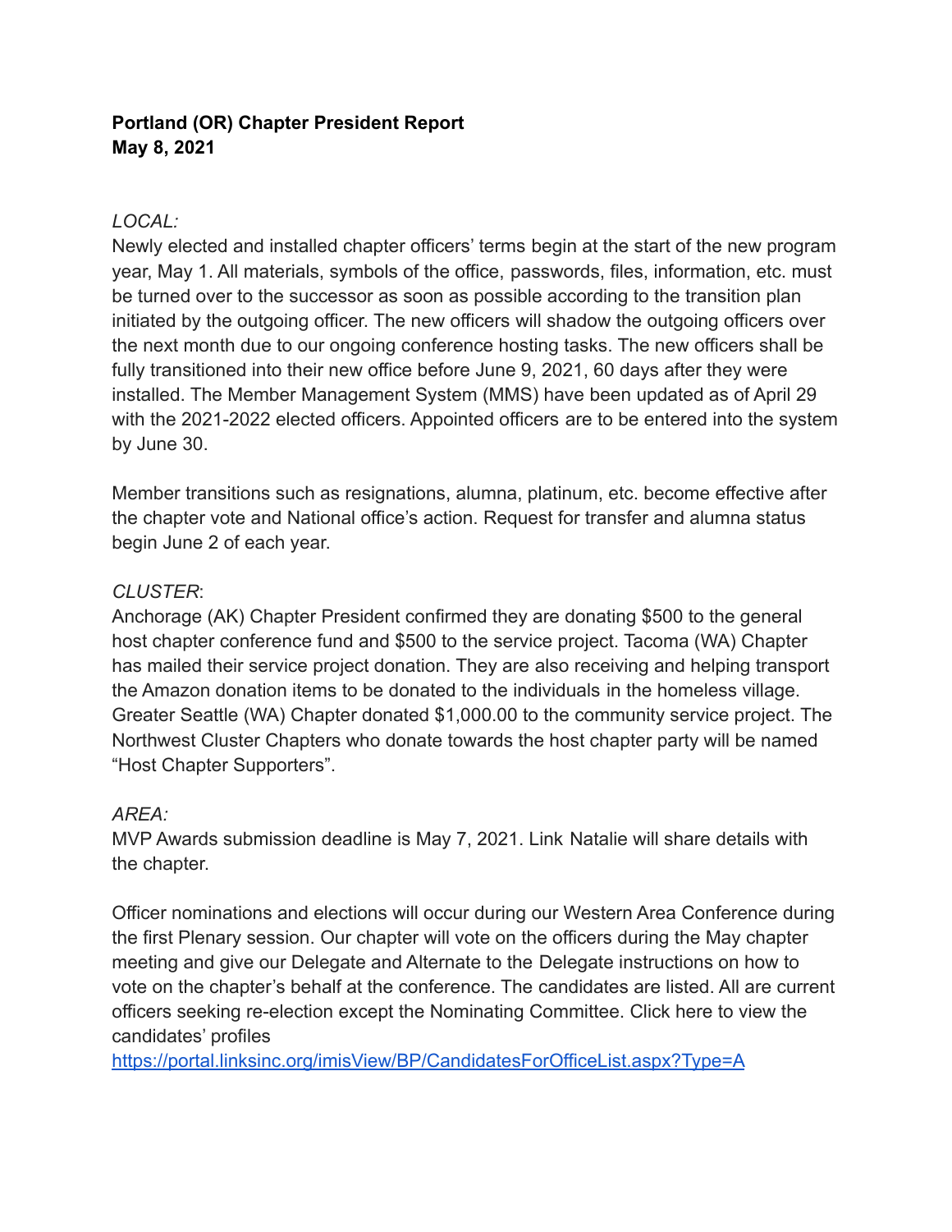**Portland (OR) Chapter President Report**
**May 8, 2021**

*LOCAL:*
Newly elected and installed chapter officers' terms begin at the start of the new program year, May 1. All materials, symbols of the office, passwords, files, information, etc. must be turned over to the successor as soon as possible according to the transition plan initiated by the outgoing officer. The new officers will shadow the outgoing officers over the next month due to our ongoing conference hosting tasks. The new officers shall be fully transitioned into their new office before June 9, 2021, 60 days after they were installed. The Member Management System (MMS) have been updated as of April 29 with the 2021-2022 elected officers. Appointed officers are to be entered into the system by June 30.

Member transitions such as resignations, alumna, platinum, etc. become effective after the chapter vote and National office's action. Request for transfer and alumna status begin June 2 of each year.

*CLUSTER*:
Anchorage (AK) Chapter President confirmed they are donating $500 to the general host chapter conference fund and $500 to the service project. Tacoma (WA) Chapter has mailed their service project donation. They are also receiving and helping transport the Amazon donation items to be donated to the individuals in the homeless village. Greater Seattle (WA) Chapter donated $1,000.00 to the community service project. The Northwest Cluster Chapters who donate towards the host chapter party will be named "Host Chapter Supporters".

*AREA:*
MVP Awards submission deadline is May 7, 2021. Link Natalie will share details with the chapter.

Officer nominations and elections will occur during our Western Area Conference during the first Plenary session. Our chapter will vote on the officers during the May chapter meeting and give our Delegate and Alternate to the Delegate instructions on how to vote on the chapter's behalf at the conference. The candidates are listed. All are current officers seeking re-election except the Nominating Committee. Click here to view the candidates' profiles
https://portal.linksinc.org/imisView/BP/CandidatesForOfficeList.aspx?Type=A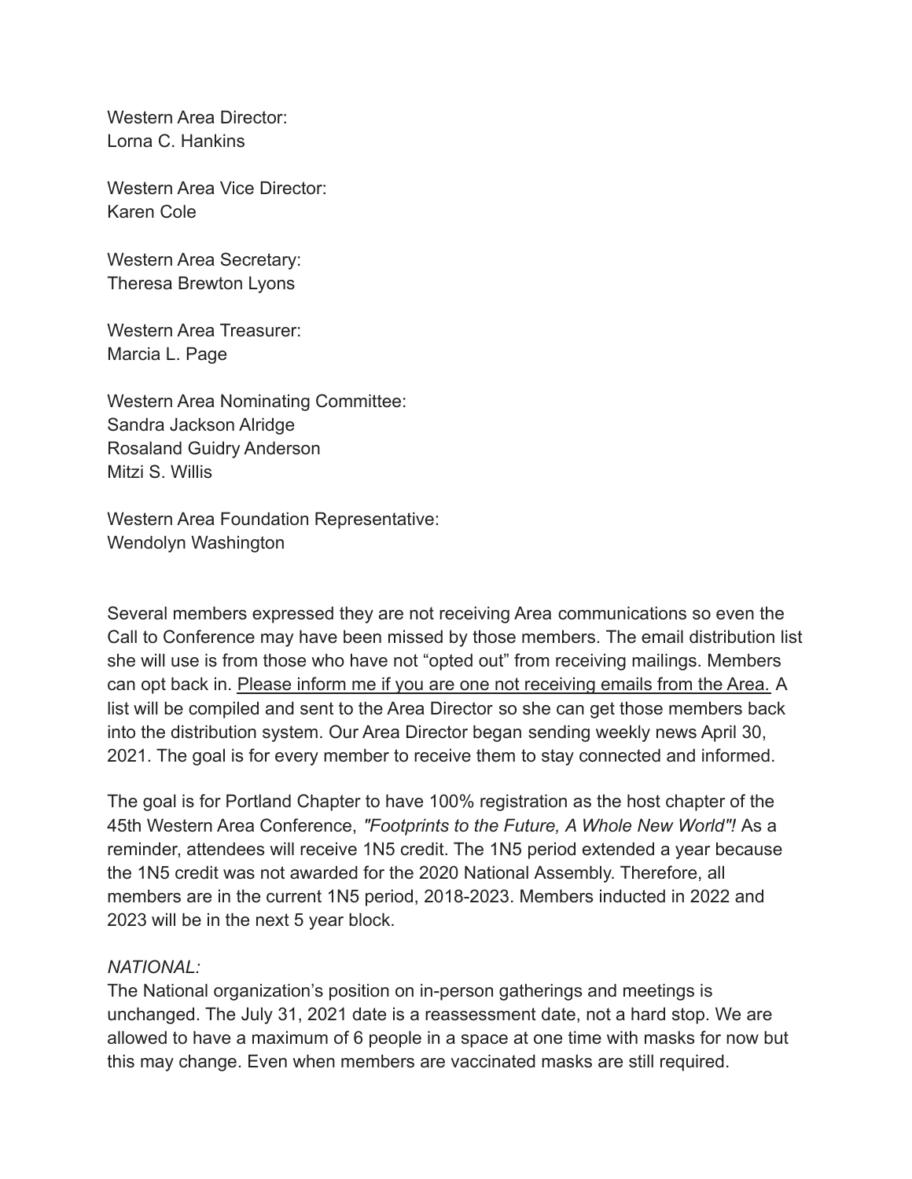Western Area Director:
Lorna C. Hankins

Western Area Vice Director:
Karen Cole

Western Area Secretary:
Theresa Brewton Lyons

Western Area Treasurer:
Marcia L. Page

Western Area Nominating Committee:
Sandra Jackson Alridge
Rosaland Guidry Anderson
Mitzi S. Willis

Western Area Foundation Representative:
Wendolyn Washington

Several members expressed they are not receiving Area communications so even the Call to Conference may have been missed by those members. The email distribution list she will use is from those who have not "opted out" from receiving mailings. Members can opt back in. <u>Please inform me if you are one not receiving emails from the Area.</u> A list will be compiled and sent to the Area Director so she can get those members back into the distribution system. Our Area Director began sending weekly news April 30, 2021. The goal is for every member to receive them to stay connected and informed.

The goal is for Portland Chapter to have 100% registration as the host chapter of the 45th Western Area Conference, *"Footprints to the Future, A Whole New World"!* As a reminder, attendees will receive 1N5 credit. The 1N5 period extended a year because the 1N5 credit was not awarded for the 2020 National Assembly. Therefore, all members are in the current 1N5 period, 2018-2023. Members inducted in 2022 and 2023 will be in the next 5 year block.

*NATIONAL:*
The National organization's position on in-person gatherings and meetings is unchanged. The July 31, 2021 date is a reassessment date, not a hard stop. We are allowed to have a maximum of 6 people in a space at one time with masks for now but this may change. Even when members are vaccinated masks are still required.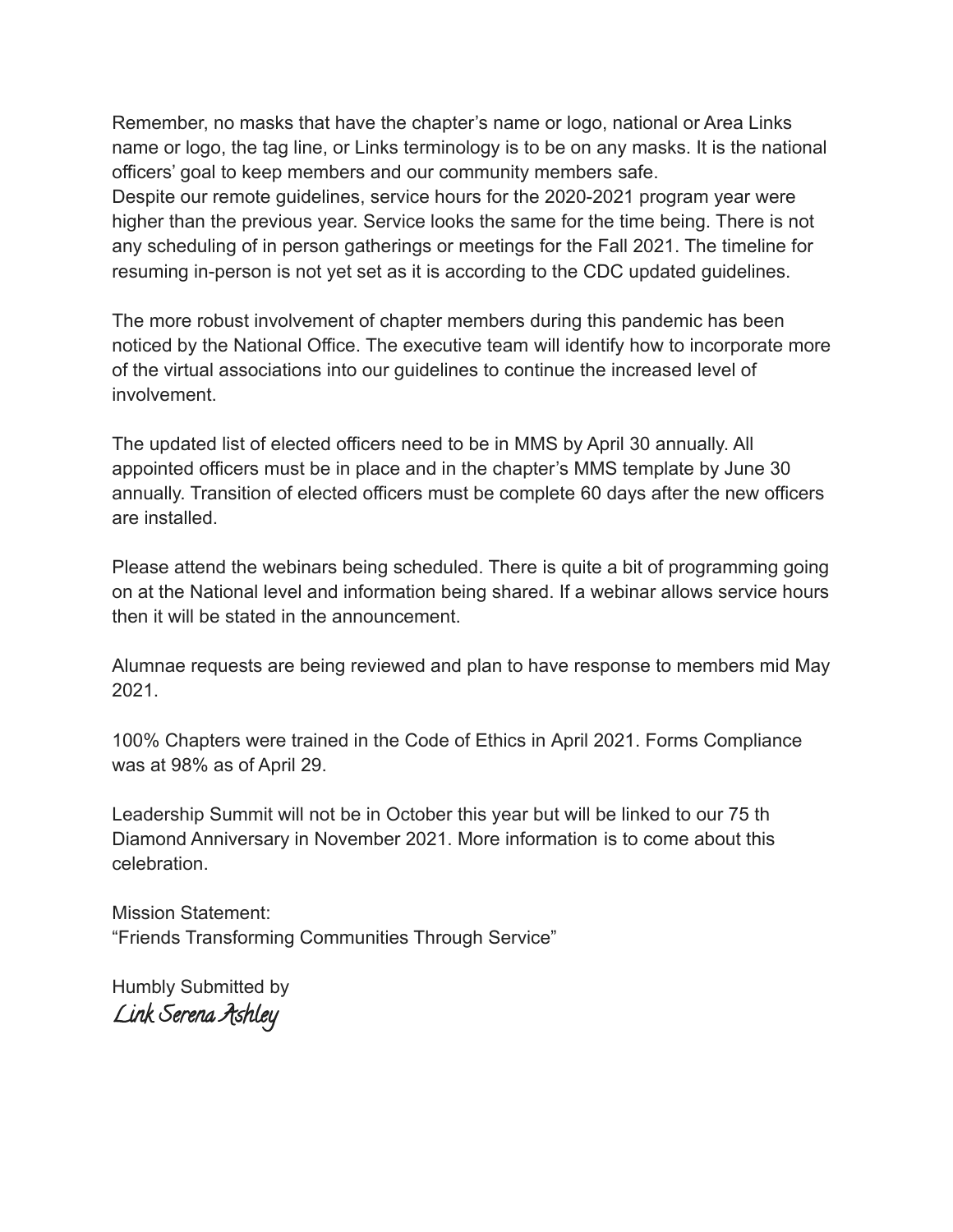Remember, no masks that have the chapter's name or logo, national or Area Links name or logo, the tag line, or Links terminology is to be on any masks. It is the national officers' goal to keep members and our community members safe.
Despite our remote guidelines, service hours for the 2020-2021 program year were higher than the previous year. Service looks the same for the time being. There is not any scheduling of in person gatherings or meetings for the Fall 2021. The timeline for resuming in-person is not yet set as it is according to the CDC updated guidelines.

The more robust involvement of chapter members during this pandemic has been noticed by the National Office. The executive team will identify how to incorporate more of the virtual associations into our guidelines to continue the increased level of involvement.

The updated list of elected officers need to be in MMS by April 30 annually. All appointed officers must be in place and in the chapter's MMS template by June 30 annually. Transition of elected officers must be complete 60 days after the new officers are installed.

Please attend the webinars being scheduled. There is quite a bit of programming going on at the National level and information being shared. If a webinar allows service hours then it will be stated in the announcement.

Alumnae requests are being reviewed and plan to have response to members mid May 2021.

100% Chapters were trained in the Code of Ethics in April 2021. Forms Compliance was at 98% as of April 29.

Leadership Summit will not be in October this year but will be linked to our 75 th Diamond Anniversary in November 2021. More information is to come about this celebration.

Mission Statement:
"Friends Transforming Communities Through Service"

Humbly Submitted by
*Link Serena Ashley*